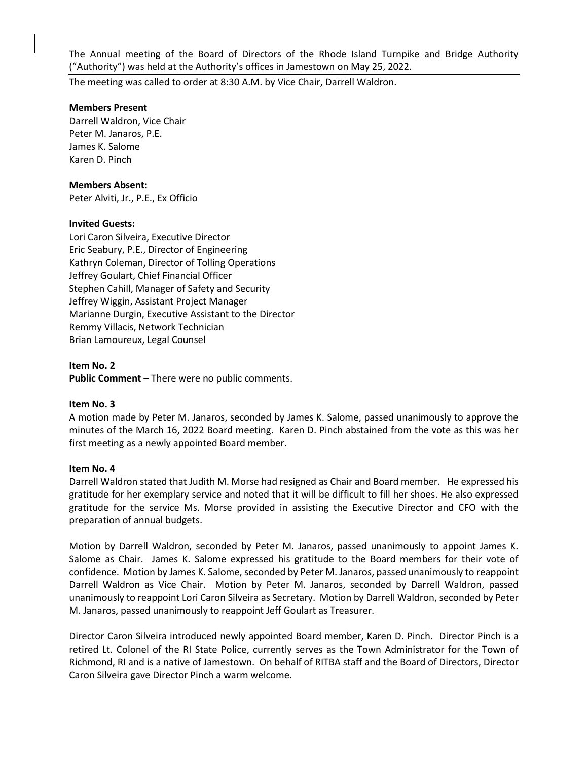The Annual meeting of the Board of Directors of the Rhode Island Turnpike and Bridge Authority ("Authority") was held at the Authority's offices in Jamestown on May 25, 2022.

The meeting was called to order at 8:30 A.M. by Vice Chair, Darrell Waldron.

**Members Present**

Darrell Waldron, Vice Chair
Peter M. Janaros, P.E.
James K. Salome
Karen D. Pinch

**Members Absent:**

Peter Alviti, Jr., P.E., Ex Officio

**Invited Guests:**

Lori Caron Silveira, Executive Director
Eric Seabury, P.E., Director of Engineering
Kathryn Coleman, Director of Tolling Operations
Jeffrey Goulart, Chief Financial Officer
Stephen Cahill, Manager of Safety and Security
Jeffrey Wiggin, Assistant Project Manager
Marianne Durgin, Executive Assistant to the Director
Remmy Villacis, Network Technician
Brian Lamoureux, Legal Counsel

**Item No. 2**

**Public Comment –** There were no public comments.

**Item No. 3**

A motion made by Peter M. Janaros, seconded by James K. Salome, passed unanimously to approve the minutes of the March 16, 2022 Board meeting. Karen D. Pinch abstained from the vote as this was her first meeting as a newly appointed Board member.

**Item No. 4**

Darrell Waldron stated that Judith M. Morse had resigned as Chair and Board member. He expressed his gratitude for her exemplary service and noted that it will be difficult to fill her shoes. He also expressed gratitude for the service Ms. Morse provided in assisting the Executive Director and CFO with the preparation of annual budgets.

Motion by Darrell Waldron, seconded by Peter M. Janaros, passed unanimously to appoint James K. Salome as Chair. James K. Salome expressed his gratitude to the Board members for their vote of confidence. Motion by James K. Salome, seconded by Peter M. Janaros, passed unanimously to reappoint Darrell Waldron as Vice Chair. Motion by Peter M. Janaros, seconded by Darrell Waldron, passed unanimously to reappoint Lori Caron Silveira as Secretary. Motion by Darrell Waldron, seconded by Peter M. Janaros, passed unanimously to reappoint Jeff Goulart as Treasurer.

Director Caron Silveira introduced newly appointed Board member, Karen D. Pinch. Director Pinch is a retired Lt. Colonel of the RI State Police, currently serves as the Town Administrator for the Town of Richmond, RI and is a native of Jamestown. On behalf of RITBA staff and the Board of Directors, Director Caron Silveira gave Director Pinch a warm welcome.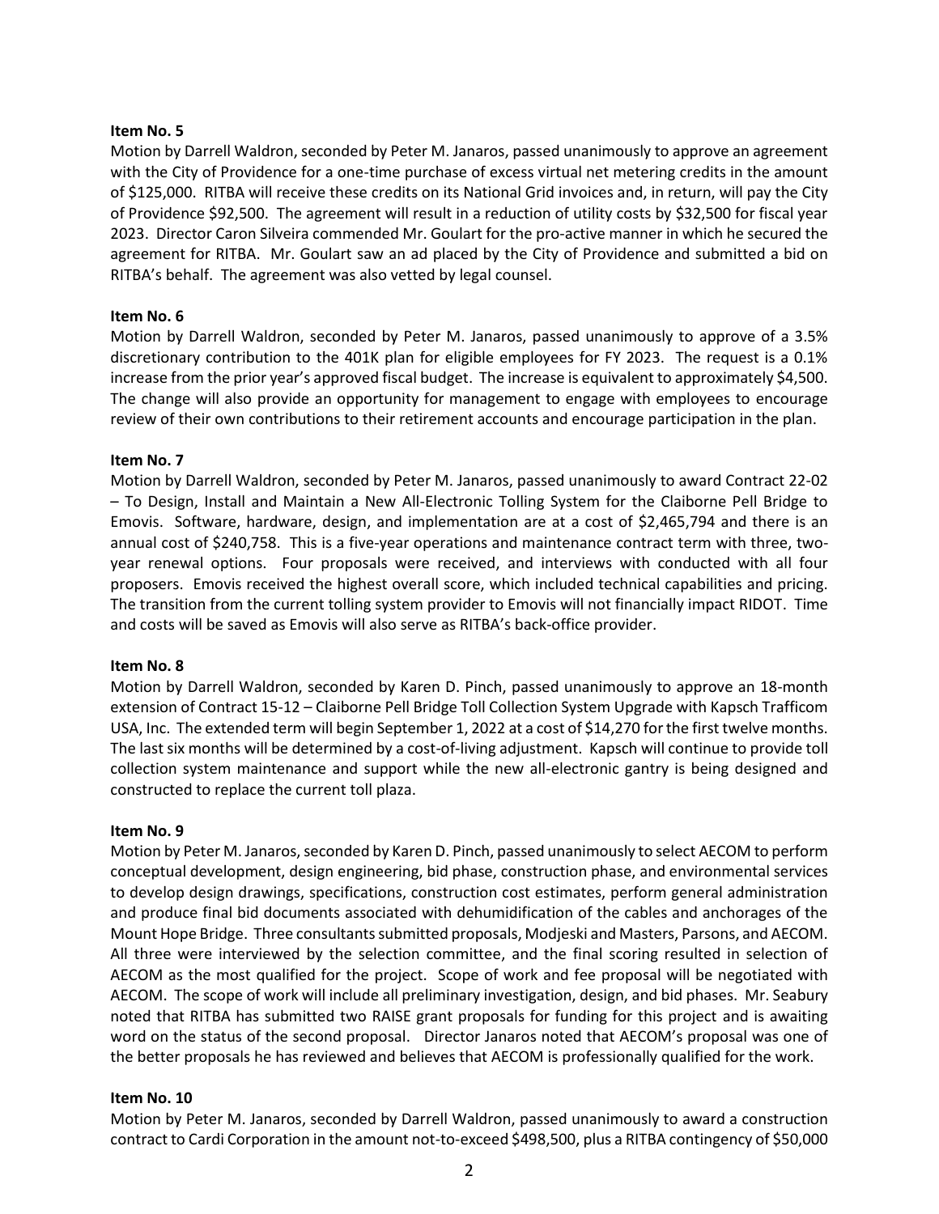**Item No. 5**

Motion by Darrell Waldron, seconded by Peter M. Janaros, passed unanimously to approve an agreement with the City of Providence for a one-time purchase of excess virtual net metering credits in the amount of $125,000. RITBA will receive these credits on its National Grid invoices and, in return, will pay the City of Providence $92,500. The agreement will result in a reduction of utility costs by $32,500 for fiscal year 2023. Director Caron Silveira commended Mr. Goulart for the pro-active manner in which he secured the agreement for RITBA. Mr. Goulart saw an ad placed by the City of Providence and submitted a bid on RITBA's behalf. The agreement was also vetted by legal counsel.

**Item No. 6**

Motion by Darrell Waldron, seconded by Peter M. Janaros, passed unanimously to approve of a 3.5% discretionary contribution to the 401K plan for eligible employees for FY 2023. The request is a 0.1% increase from the prior year's approved fiscal budget. The increase is equivalent to approximately $4,500. The change will also provide an opportunity for management to engage with employees to encourage review of their own contributions to their retirement accounts and encourage participation in the plan.

**Item No. 7**

Motion by Darrell Waldron, seconded by Peter M. Janaros, passed unanimously to award Contract 22-02 – To Design, Install and Maintain a New All-Electronic Tolling System for the Claiborne Pell Bridge to Emovis. Software, hardware, design, and implementation are at a cost of $2,465,794 and there is an annual cost of $240,758. This is a five-year operations and maintenance contract term with three, two-year renewal options. Four proposals were received, and interviews with conducted with all four proposers. Emovis received the highest overall score, which included technical capabilities and pricing. The transition from the current tolling system provider to Emovis will not financially impact RIDOT. Time and costs will be saved as Emovis will also serve as RITBA's back-office provider.

**Item No. 8**

Motion by Darrell Waldron, seconded by Karen D. Pinch, passed unanimously to approve an 18-month extension of Contract 15-12 – Claiborne Pell Bridge Toll Collection System Upgrade with Kapsch Trafficom USA, Inc. The extended term will begin September 1, 2022 at a cost of $14,270 for the first twelve months. The last six months will be determined by a cost-of-living adjustment. Kapsch will continue to provide toll collection system maintenance and support while the new all-electronic gantry is being designed and constructed to replace the current toll plaza.

**Item No. 9**

Motion by Peter M. Janaros, seconded by Karen D. Pinch, passed unanimously to select AECOM to perform conceptual development, design engineering, bid phase, construction phase, and environmental services to develop design drawings, specifications, construction cost estimates, perform general administration and produce final bid documents associated with dehumidification of the cables and anchorages of the Mount Hope Bridge. Three consultants submitted proposals, Modjeski and Masters, Parsons, and AECOM. All three were interviewed by the selection committee, and the final scoring resulted in selection of AECOM as the most qualified for the project. Scope of work and fee proposal will be negotiated with AECOM. The scope of work will include all preliminary investigation, design, and bid phases. Mr. Seabury noted that RITBA has submitted two RAISE grant proposals for funding for this project and is awaiting word on the status of the second proposal. Director Janaros noted that AECOM's proposal was one of the better proposals he has reviewed and believes that AECOM is professionally qualified for the work.

**Item No. 10**

Motion by Peter M. Janaros, seconded by Darrell Waldron, passed unanimously to award a construction contract to Cardi Corporation in the amount not-to-exceed $498,500, plus a RITBA contingency of $50,000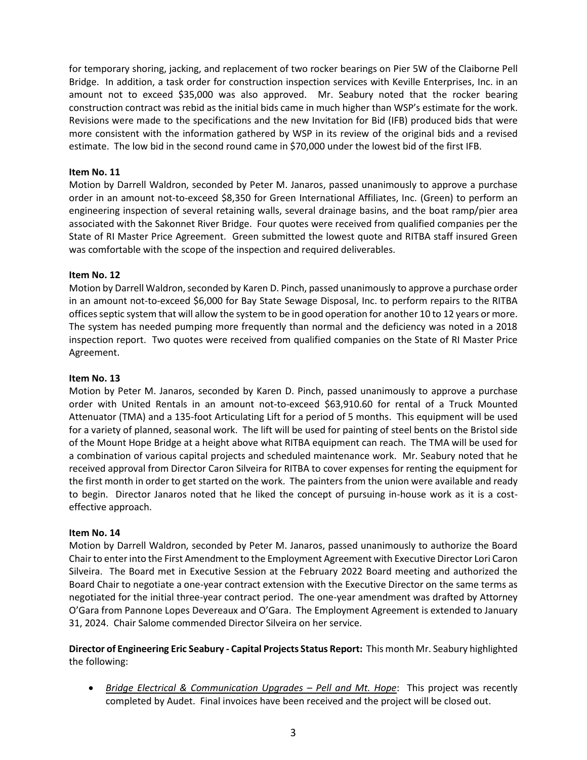for temporary shoring, jacking, and replacement of two rocker bearings on Pier 5W of the Claiborne Pell Bridge. In addition, a task order for construction inspection services with Keville Enterprises, Inc. in an amount not to exceed $35,000 was also approved. Mr. Seabury noted that the rocker bearing construction contract was rebid as the initial bids came in much higher than WSP's estimate for the work. Revisions were made to the specifications and the new Invitation for Bid (IFB) produced bids that were more consistent with the information gathered by WSP in its review of the original bids and a revised estimate. The low bid in the second round came in $70,000 under the lowest bid of the first IFB.

**Item No. 11**
Motion by Darrell Waldron, seconded by Peter M. Janaros, passed unanimously to approve a purchase order in an amount not-to-exceed $8,350 for Green International Affiliates, Inc. (Green) to perform an engineering inspection of several retaining walls, several drainage basins, and the boat ramp/pier area associated with the Sakonnet River Bridge. Four quotes were received from qualified companies per the State of RI Master Price Agreement. Green submitted the lowest quote and RITBA staff insured Green was comfortable with the scope of the inspection and required deliverables.

**Item No. 12**
Motion by Darrell Waldron, seconded by Karen D. Pinch, passed unanimously to approve a purchase order in an amount not-to-exceed $6,000 for Bay State Sewage Disposal, Inc. to perform repairs to the RITBA offices septic system that will allow the system to be in good operation for another 10 to 12 years or more. The system has needed pumping more frequently than normal and the deficiency was noted in a 2018 inspection report. Two quotes were received from qualified companies on the State of RI Master Price Agreement.

**Item No. 13**
Motion by Peter M. Janaros, seconded by Karen D. Pinch, passed unanimously to approve a purchase order with United Rentals in an amount not-to-exceed $63,910.60 for rental of a Truck Mounted Attenuator (TMA) and a 135-foot Articulating Lift for a period of 5 months. This equipment will be used for a variety of planned, seasonal work. The lift will be used for painting of steel bents on the Bristol side of the Mount Hope Bridge at a height above what RITBA equipment can reach. The TMA will be used for a combination of various capital projects and scheduled maintenance work. Mr. Seabury noted that he received approval from Director Caron Silveira for RITBA to cover expenses for renting the equipment for the first month in order to get started on the work. The painters from the union were available and ready to begin. Director Janaros noted that he liked the concept of pursuing in-house work as it is a cost-effective approach.

**Item No. 14**
Motion by Darrell Waldron, seconded by Peter M. Janaros, passed unanimously to authorize the Board Chair to enter into the First Amendment to the Employment Agreement with Executive Director Lori Caron Silveira. The Board met in Executive Session at the February 2022 Board meeting and authorized the Board Chair to negotiate a one-year contract extension with the Executive Director on the same terms as negotiated for the initial three-year contract period. The one-year amendment was drafted by Attorney O'Gara from Pannone Lopes Devereaux and O'Gara. The Employment Agreement is extended to January 31, 2024. Chair Salome commended Director Silveira on her service.

**Director of Engineering Eric Seabury - Capital Projects Status Report:** This month Mr. Seabury highlighted the following:

- *Bridge Electrical & Communication Upgrades – Pell and Mt. Hope*: This project was recently completed by Audet. Final invoices have been received and the project will be closed out.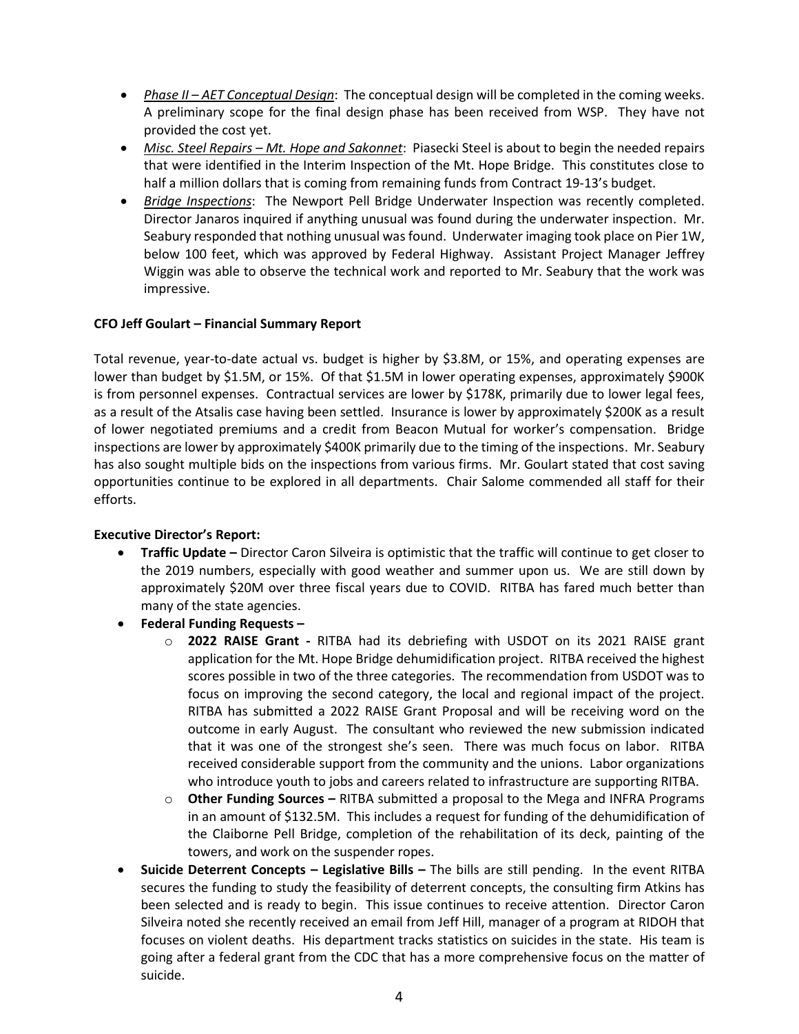- *Phase II – AET Conceptual Design*: The conceptual design will be completed in the coming weeks. A preliminary scope for the final design phase has been received from WSP. They have not provided the cost yet.
- *Misc. Steel Repairs – Mt. Hope and Sakonnet*: Piasecki Steel is about to begin the needed repairs that were identified in the Interim Inspection of the Mt. Hope Bridge. This constitutes close to half a million dollars that is coming from remaining funds from Contract 19-13's budget.
- *Bridge Inspections*: The Newport Pell Bridge Underwater Inspection was recently completed. Director Janaros inquired if anything unusual was found during the underwater inspection. Mr. Seabury responded that nothing unusual was found. Underwater imaging took place on Pier 1W, below 100 feet, which was approved by Federal Highway. Assistant Project Manager Jeffrey Wiggin was able to observe the technical work and reported to Mr. Seabury that the work was impressive.

**CFO Jeff Goulart – Financial Summary Report**

Total revenue, year-to-date actual vs. budget is higher by \$3.8M, or 15%, and operating expenses are lower than budget by \$1.5M, or 15%. Of that \$1.5M in lower operating expenses, approximately \$900K is from personnel expenses. Contractual services are lower by \$178K, primarily due to lower legal fees, as a result of the Atsalis case having been settled. Insurance is lower by approximately \$200K as a result of lower negotiated premiums and a credit from Beacon Mutual for worker's compensation. Bridge inspections are lower by approximately \$400K primarily due to the timing of the inspections. Mr. Seabury has also sought multiple bids on the inspections from various firms. Mr. Goulart stated that cost saving opportunities continue to be explored in all departments. Chair Salome commended all staff for their efforts.

**Executive Director's Report:**

- **Traffic Update –** Director Caron Silveira is optimistic that the traffic will continue to get closer to the 2019 numbers, especially with good weather and summer upon us. We are still down by approximately \$20M over three fiscal years due to COVID. RITBA has fared much better than many of the state agencies.
- **Federal Funding Requests –**
  - **2022 RAISE Grant -** RITBA had its debriefing with USDOT on its 2021 RAISE grant application for the Mt. Hope Bridge dehumidification project. RITBA received the highest scores possible in two of the three categories. The recommendation from USDOT was to focus on improving the second category, the local and regional impact of the project. RITBA has submitted a 2022 RAISE Grant Proposal and will be receiving word on the outcome in early August. The consultant who reviewed the new submission indicated that it was one of the strongest she's seen. There was much focus on labor. RITBA received considerable support from the community and the unions. Labor organizations who introduce youth to jobs and careers related to infrastructure are supporting RITBA.
  - **Other Funding Sources –** RITBA submitted a proposal to the Mega and INFRA Programs in an amount of \$132.5M. This includes a request for funding of the dehumidification of the Claiborne Pell Bridge, completion of the rehabilitation of its deck, painting of the towers, and work on the suspender ropes.
- **Suicide Deterrent Concepts – Legislative Bills –** The bills are still pending. In the event RITBA secures the funding to study the feasibility of deterrent concepts, the consulting firm Atkins has been selected and is ready to begin. This issue continues to receive attention. Director Caron Silveira noted she recently received an email from Jeff Hill, manager of a program at RIDOH that focuses on violent deaths. His department tracks statistics on suicides in the state. His team is going after a federal grant from the CDC that has a more comprehensive focus on the matter of suicide.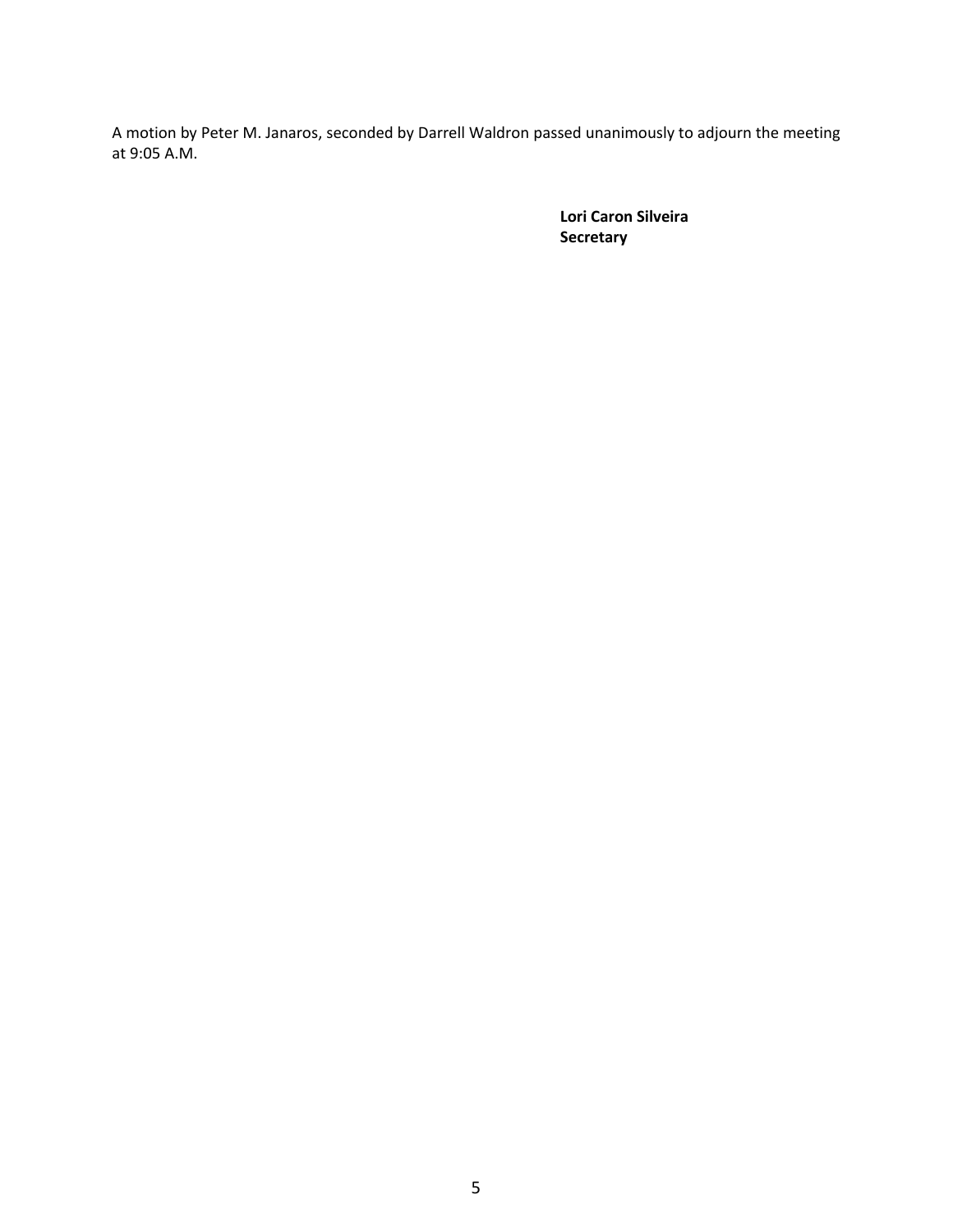A motion by Peter M. Janaros, seconded by Darrell Waldron passed unanimously to adjourn the meeting at 9:05 A.M.

**Lori Caron Silveira**
**Secretary**